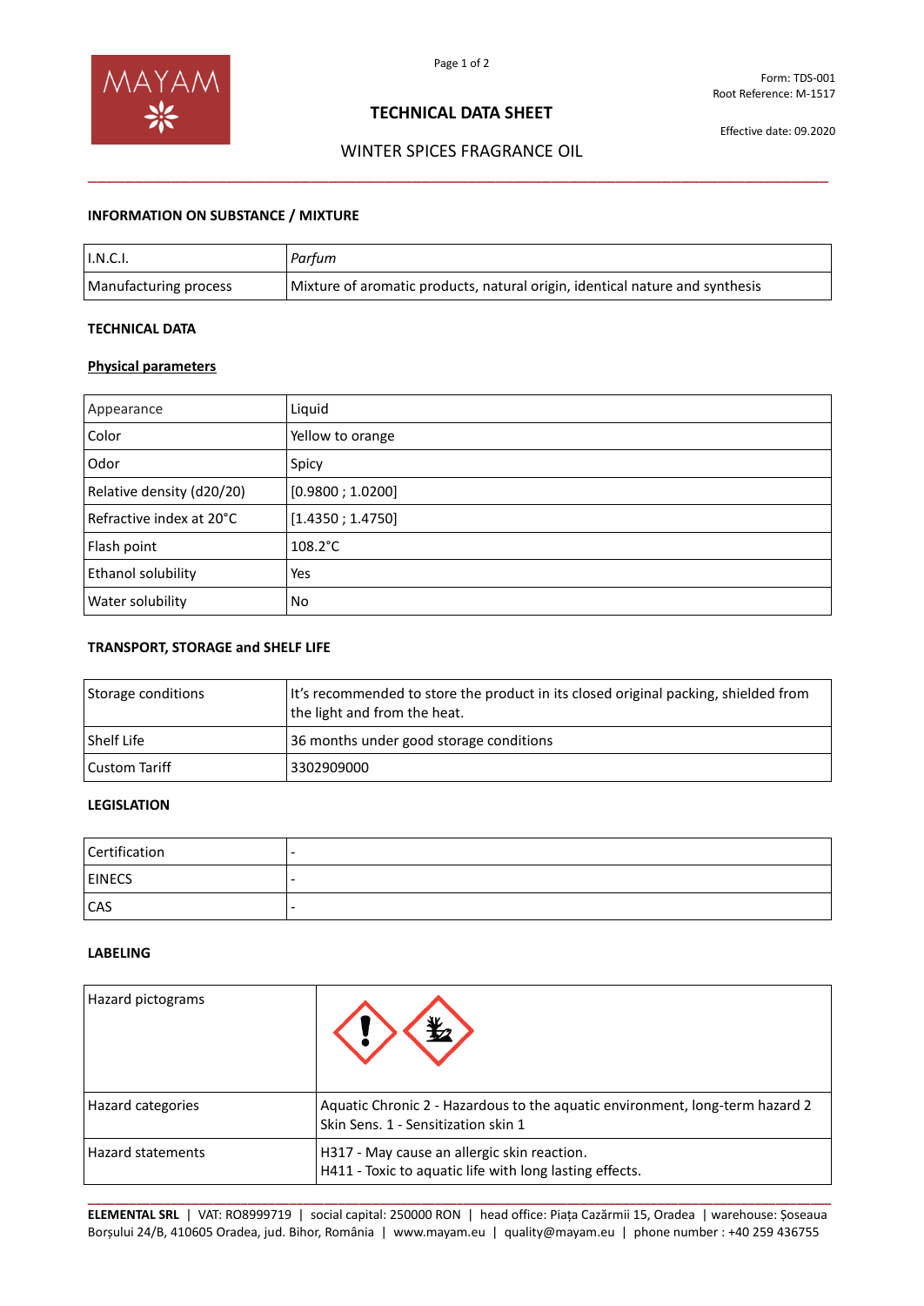Form: TDS-001
Root Reference: M-1517

# TECHNICAL DATA SHEET

Effective date: 09.2020

## WINTER SPICES FRAGRANCE OIL

### INFORMATION ON SUBSTANCE / MIXTURE

| I.N.C.I. | *Parfum* |
|---|---|
| Manufacturing process | Mixture of aromatic products, natural origin, identical nature and synthesis |

### TECHNICAL DATA

**Physical parameters**

| Appearance | Liquid |
|---|---|
| Color | Yellow to orange |
| Odor | Spicy |
| Relative density (d20/20) | [0.9800 ; 1.0200] |
| Refractive index at 20°C | [1.4350 ; 1.4750] |
| Flash point | 108.2°C |
| Ethanol solubility | Yes |
| Water solubility | No |

### TRANSPORT, STORAGE and SHELF LIFE

| Storage conditions | It's recommended to store the product in its closed original packing, shielded from the light and from the heat. |
|---|---|
| Shelf Life | 36 months under good storage conditions |
| Custom Tariff | 3302909000 |

### LEGISLATION

| Certification | - |
|---|---|
| EINECS | - |
| CAS | - |

### LABELING

| Hazard pictograms | |
|---|---|
| Hazard categories | Aquatic Chronic 2 - Hazardous to the aquatic environment, long-term hazard 2<br>Skin Sens. 1 - Sensitization skin 1 |
| Hazard statements | H317 - May cause an allergic skin reaction.<br>H411 - Toxic to aquatic life with long lasting effects. |

**ELEMENTAL SRL** | VAT: RO8999719 | social capital: 250000 RON | head office: Piața Cazărmii 15, Oradea | warehouse: Șoseaua Borșului 24/B, 410605 Oradea, jud. Bihor, România | www.mayam.eu | quality@mayam.eu | phone number : +40 259 436755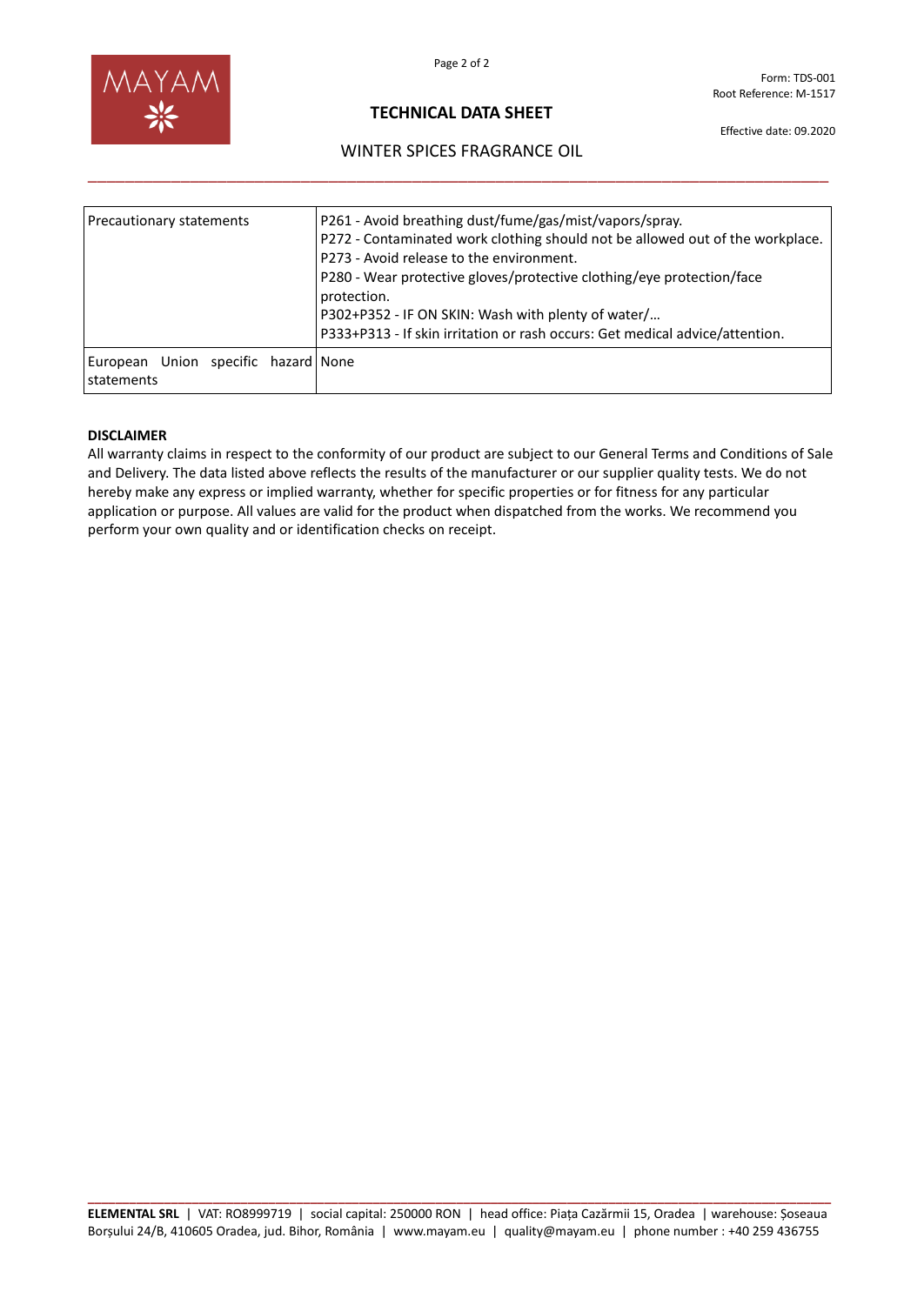| | |
|---|---|
| Precautionary statements | P261 - Avoid breathing dust/fume/gas/mist/vapors/spray.<br>P272 - Contaminated work clothing should not be allowed out of the workplace.<br>P273 - Avoid release to the environment.<br>P280 - Wear protective gloves/protective clothing/eye protection/face protection.<br>P302+P352 - IF ON SKIN: Wash with plenty of water/…<br>P333+P313 - If skin irritation or rash occurs: Get medical advice/attention. |
| European Union specific hazard statements | None |

**DISCLAIMER**

All warranty claims in respect to the conformity of our product are subject to our General Terms and Conditions of Sale and Delivery. The data listed above reflects the results of the manufacturer or our supplier quality tests. We do not hereby make any express or implied warranty, whether for specific properties or for fitness for any particular application or purpose. All values are valid for the product when dispatched from the works. We recommend you perform your own quality and or identification checks on receipt.